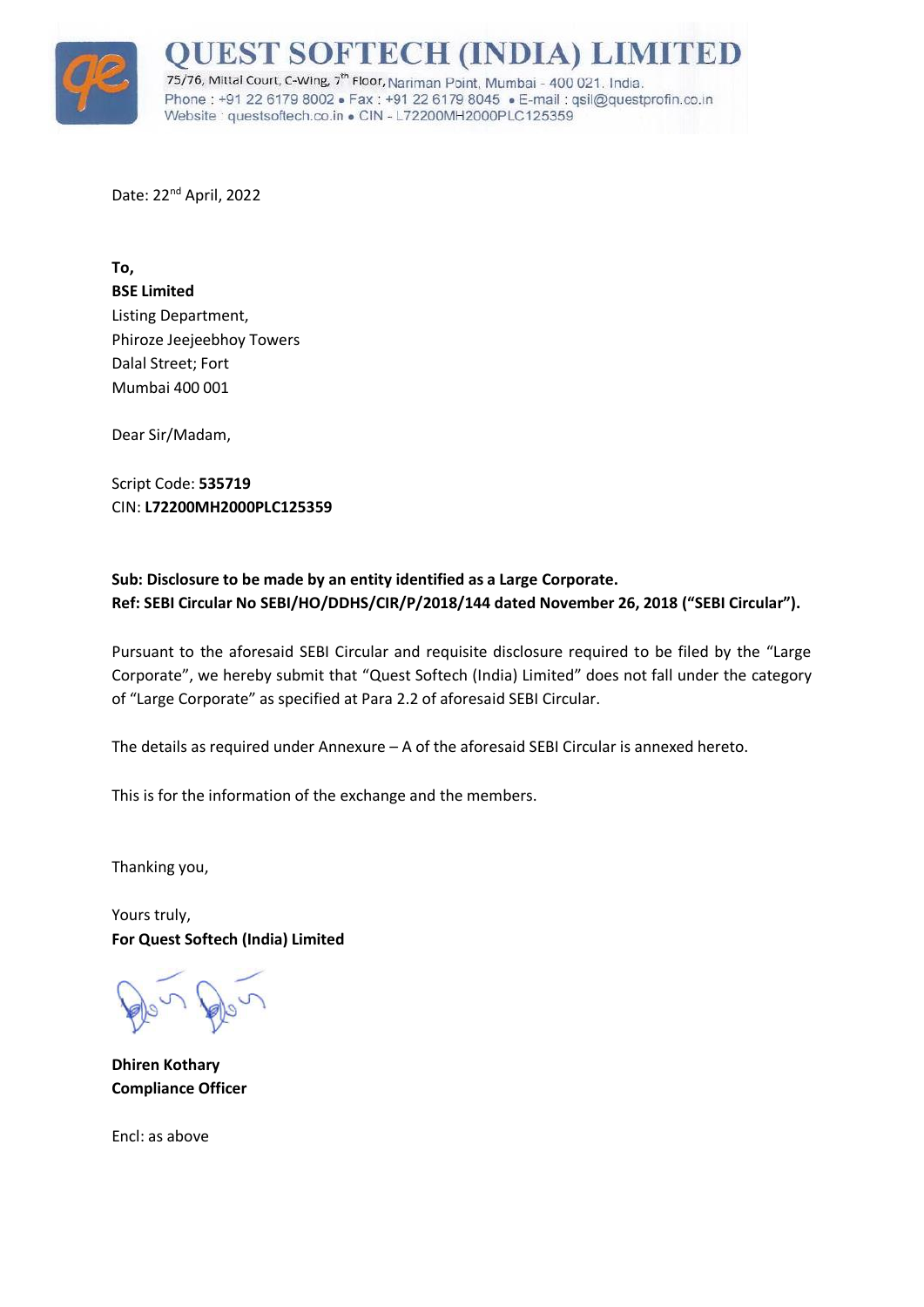# QUEST SOFTECH (INDIA) LIMITED

75/76, Mittal Court, C-Wing, 7th Floor, Nariman Point, Mumbai - 400 021. India.
Phone : +91 22 6179 8002 • Fax : +91 22 6179 8045 • E-mail : qsil@questprofin.co.in
Website : questsoftech.co.in • CIN - L72200MH2000PLC125359

Date: 22nd April, 2022

**To,**
**BSE Limited**
Listing Department,
Phiroze Jeejeebhoy Towers
Dalal Street; Fort
Mumbai 400 001

Dear Sir/Madam,

Script Code: **535719**
CIN: **L72200MH2000PLC125359**

**Sub: Disclosure to be made by an entity identified as a Large Corporate.**
**Ref: SEBI Circular No SEBI/HO/DDHS/CIR/P/2018/144 dated November 26, 2018 ("SEBI Circular").**

Pursuant to the aforesaid SEBI Circular and requisite disclosure required to be filed by the "Large Corporate", we hereby submit that "Quest Softech (India) Limited" does not fall under the category of "Large Corporate" as specified at Para 2.2 of aforesaid SEBI Circular.

The details as required under Annexure – A of the aforesaid SEBI Circular is annexed hereto.

This is for the information of the exchange and the members.

Thanking you,

Yours truly,
**For Quest Softech (India) Limited**

**Dhiren Kothary**
**Compliance Officer**

Encl: as above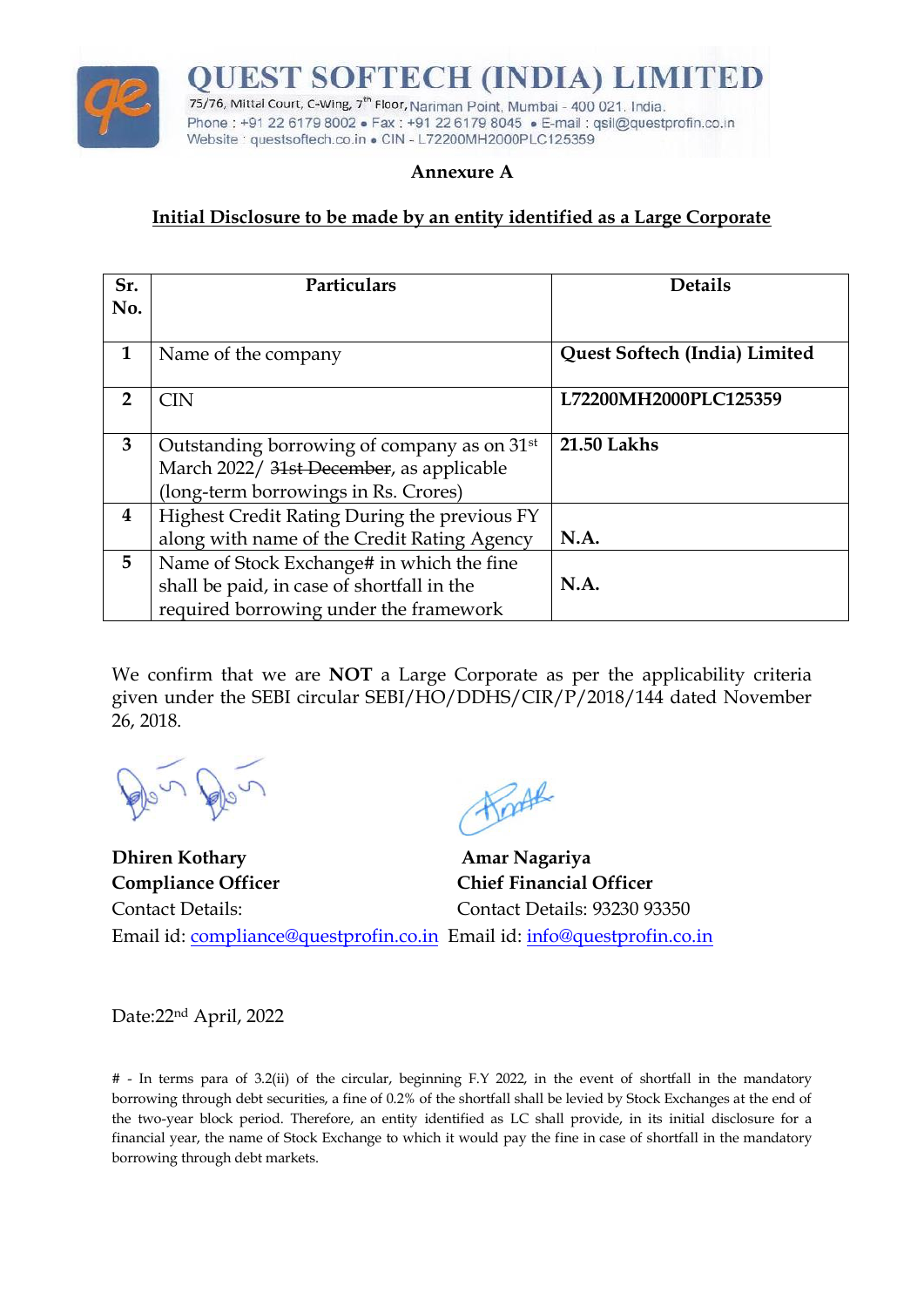# QUEST SOFTECH (INDIA) LIMITED

75/76, Mittal Court, C-Wing, 7th Floor, Nariman Point, Mumbai - 400 021. India.
Phone : +91 22 6179 8002 • Fax : +91 22 6179 8045 • E-mail : qsil@questprofin.co.in
Website : questsoftech.co.in • CIN - L72200MH2000PLC125359

## Annexure A

## Initial Disclosure to be made by an entity identified as a Large Corporate

| Sr. No. | Particulars | Details |
|---|---|---|
| 1 | Name of the company | **Quest Softech (India) Limited** |
| 2 | CIN | **L72200MH2000PLC125359** |
| 3 | Outstanding borrowing of company as on 31st March 2022/ ~~31st December~~, as applicable (long-term borrowings in Rs. Crores) | **21.50 Lakhs** |
| 4 | Highest Credit Rating During the previous FY along with name of the Credit Rating Agency | **N.A.** |
| 5 | Name of Stock Exchange# in which the fine shall be paid, in case of shortfall in the required borrowing under the framework | **N.A.** |

We confirm that we are **NOT** a Large Corporate as per the applicability criteria given under the SEBI circular SEBI/HO/DDHS/CIR/P/2018/144 dated November 26, 2018.

**Dhiren Kothary**
**Compliance Officer**
Contact Details:
Email id: compliance@questprofin.co.in

**Amar Nagariya**
**Chief Financial Officer**
Contact Details: 93230 93350
Email id: info@questprofin.co.in

Date:22nd April, 2022

# - In terms para of 3.2(ii) of the circular, beginning F.Y 2022, in the event of shortfall in the mandatory borrowing through debt securities, a fine of 0.2% of the shortfall shall be levied by Stock Exchanges at the end of the two-year block period. Therefore, an entity identified as LC shall provide, in its initial disclosure for a financial year, the name of Stock Exchange to which it would pay the fine in case of shortfall in the mandatory borrowing through debt markets.